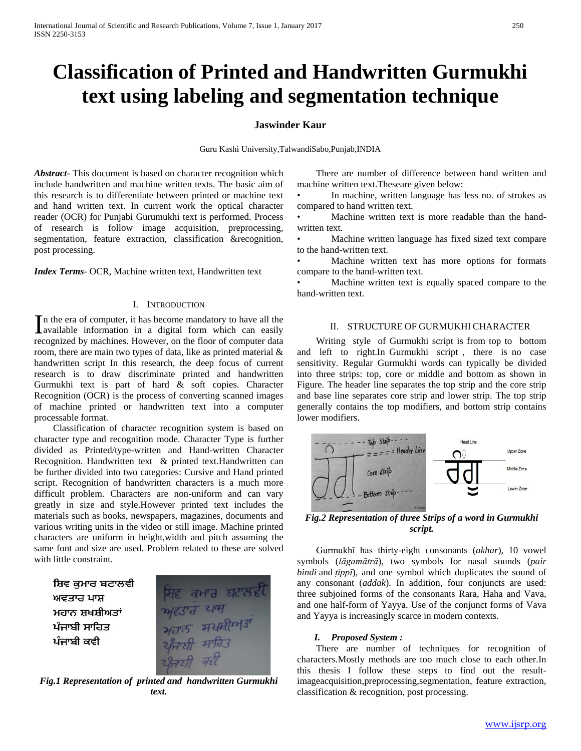# Classification of Printed and Handwritten Gurmukhi text using labeling and segmentation technique

**Jaswinder Kaur**

Guru Kashi University,TalwandiSabo,Punjab,INDIA

***Abstract***- This document is based on character recognition which include handwritten and machine written texts. The basic aim of this research is to differentiate between printed or machine text and hand written text. In current work the optical character reader (OCR) for Punjabi Gurumukhi text is performed. Process of research is follow image acquisition, preprocessing, segmentation, feature extraction, classification &recognition, post processing.

***Index Terms***- OCR, Machine written text, Handwritten text

## I. Introduction

In the era of computer, it has become mandatory to have all the available information in a digital form which can easily recognized by machines. However, on the floor of computer data room, there are main two types of data, like as printed material & handwritten script In this research, the deep focus of current research is to draw discriminate printed and handwritten Gurmukhi text is part of hard & soft copies. Character Recognition (OCR) is the process of converting scanned images of machine printed or handwritten text into a computer processable format.

Classification of character recognition system is based on character type and recognition mode. Character Type is further divided as Printed/type-written and Hand-written Character Recognition. Handwritten text & printed text.Handwritten can be further divided into two categories: Cursive and Hand printed script. Recognition of handwritten characters is a much more difficult problem. Characters are non-uniform and can vary greatly in size and style.However printed text includes the materials such as books, newspapers, magazines, documents and various writing units in the video or still image. Machine printed characters are uniform in height,width and pitch assuming the same font and size are used. Problem related to these are solved with little constraint.

ਸ਼ਿਵ ਕੁਮਾਰ ਬਟਾਲਵੀ
ਅਵਤਾਰ ਪਾਸ਼
ਮਹਾਨ ਸ਼ਖਸ਼ੀਅਤਾਂ
ਪੰਜਾਬੀ ਸਾਹਿਤ
ਪੰਜਾਬੀ ਕਵੀ

***Fig.1 Representation of printed and handwritten Gurmukhi text.***

There are number of difference between hand written and machine written text.Theseare given below:

- In machine, written language has less no. of strokes as compared to hand written text.
- Machine written text is more readable than the hand-written text.
- Machine written language has fixed sized text compare to the hand-written text.
- Machine written text has more options for formats compare to the hand-written text.
- Machine written text is equally spaced compare to the hand-written text.

## II. STRUCTURE OF GURMUKHI CHARACTER

Writing style of Gurmukhi script is from top to bottom and left to right.In Gurmukhi script , there is no case sensitivity. Regular Gurmukhi words can typically be divided into three strips: top, core or middle and bottom as shown in Figure. The header line separates the top strip and the core strip and base line separates core strip and lower strip. The top strip generally contains the top modifiers, and bottom strip contains lower modifiers.

***Fig.2 Representation of three Strips of a word in Gurmukhi script.***

Gurmukhī has thirty-eight consonants (*akhar*), 10 vowel symbols (*lāgamātrā*), two symbols for nasal sounds (*pair bindi* and *ṭippī*), and one symbol which duplicates the sound of any consonant (*addak*). In addition, four conjuncts are used: three subjoined forms of the consonants Rara, Haha and Vava, and one half-form of Yayya. Use of the conjunct forms of Vava and Yayya is increasingly scarce in modern contexts.

### *I. Proposed System :*

There are number of techniques for recognition of characters.Mostly methods are too much close to each other.In this thesis I follow these steps to find out the result-imageacquisition,preprocessing,segmentation, feature extraction, classification & recognition, post processing.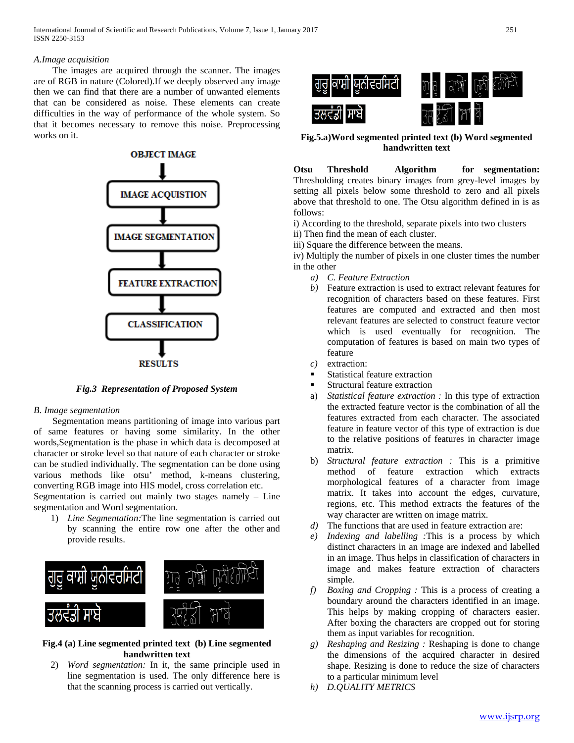*A.Image acquisition*

The images are acquired through the scanner. The images are of RGB in nature (Colored).If we deeply observed any image then we can find that there are a number of unwanted elements that can be considered as noise. These elements can create difficulties in the way of performance of the whole system. So that it becomes necessary to remove this noise. Preprocessing works on it.

OBJECT IMAGE → IMAGE ACQUISTION → IMAGE SEGMENTATION → FEATURE EXTRACTION → CLASSIFICATION → RESULTS

***Fig.3 Representation of Proposed System***

*B. Image segmentation*

Segmentation means partitioning of image into various part of same features or having some similarity. In the other words,Segmentation is the phase in which data is decomposed at character or stroke level so that nature of each character or stroke can be studied individually. The segmentation can be done using various methods like otsu' method, k-means clustering, converting RGB image into HIS model, cross correlation etc.

Segmentation is carried out mainly two stages namely – Line segmentation and Word segmentation.

1) *Line Segmentation:*The line segmentation is carried out by scanning the entire row one after the other and provide results.

**Fig.4 (a) Line segmented printed text (b) Line segmented handwritten text**

2) *Word segmentation:* In it, the same principle used in line segmentation is used. The only difference here is that the scanning process is carried out vertically.

**Fig.5.a)Word segmented printed text (b) Word segmented handwritten text**

**Otsu Threshold Algorithm for segmentation:** Thresholding creates binary images from grey-level images by setting all pixels below some threshold to zero and all pixels above that threshold to one. The Otsu algorithm defined in is as follows:

i) According to the threshold, separate pixels into two clusters

ii) Then find the mean of each cluster.

iii) Square the difference between the means.

iv) Multiply the number of pixels in one cluster times the number in the other

a) *C. Feature Extraction*

b) Feature extraction is used to extract relevant features for recognition of characters based on these features. First features are computed and extracted and then most relevant features are selected to construct feature vector which is used eventually for recognition. The computation of features is based on main two types of feature

c) extraction:

- Statistical feature extraction
- Structural feature extraction

a) *Statistical feature extraction :* In this type of extraction the extracted feature vector is the combination of all the features extracted from each character. The associated feature in feature vector of this type of extraction is due to the relative positions of features in character image matrix.

b) *Structural feature extraction :* This is a primitive method of feature extraction which extracts morphological features of a character from image matrix. It takes into account the edges, curvature, regions, etc. This method extracts the features of the way character are written on image matrix.

d) The functions that are used in feature extraction are:

e) *Indexing and labelling :*This is a process by which distinct characters in an image are indexed and labelled in an image. Thus helps in classification of characters in image and makes feature extraction of characters simple.

f) *Boxing and Cropping :* This is a process of creating a boundary around the characters identified in an image. This helps by making cropping of characters easier. After boxing the characters are cropped out for storing them as input variables for recognition.

g) *Reshaping and Resizing :* Reshaping is done to change the dimensions of the acquired character in desired shape. Resizing is done to reduce the size of characters to a particular minimum level

h) *D.QUALITY METRICS*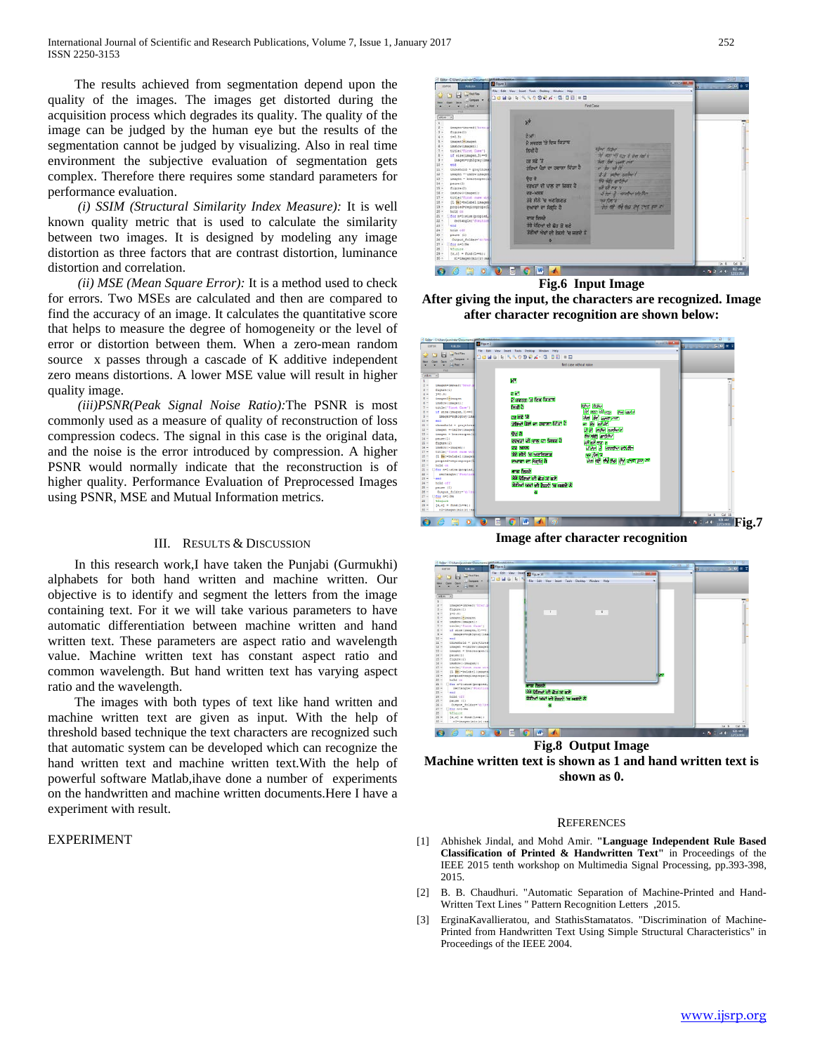The results achieved from segmentation depend upon the quality of the images. The images get distorted during the acquisition process which degrades its quality. The quality of the image can be judged by the human eye but the results of the segmentation cannot be judged by visualizing. Also in real time environment the subjective evaluation of segmentation gets complex. Therefore there requires some standard parameters for performance evaluation.

*(i) SSIM (Structural Similarity Index Measure):* It is well known quality metric that is used to calculate the similarity between two images. It is designed by modeling any image distortion as three factors that are contrast distortion, luminance distortion and correlation.

*(ii) MSE (Mean Square Error):* It is a method used to check for errors. Two MSEs are calculated and then are compared to find the accuracy of an image. It calculates the quantitative score that helps to measure the degree of homogeneity or the level of error or distortion between them. When a zero-mean random source x passes through a cascade of K additive independent zero means distortions. A lower MSE value will result in higher quality image.

*(iii)PSNR(Peak Signal Noise Ratio):*The PSNR is most commonly used as a measure of quality of reconstruction of loss compression codecs. The signal in this case is the original data, and the noise is the error introduced by compression. A higher PSNR would normally indicate that the reconstruction is of higher quality. Performance Evaluation of Preprocessed Images using PSNR, MSE and Mutual Information metrics.

## III. Results & Discussion

In this research work,I have taken the Punjabi (Gurmukhi) alphabets for both hand written and machine written. Our objective is to identify and segment the letters from the image containing text. For it we will take various parameters to have automatic differentiation between machine written and hand written text. These parameters are aspect ratio and wavelength value. Machine written text has constant aspect ratio and common wavelength. But hand written text has varying aspect ratio and the wavelength.

The images with both types of text like hand written and machine written text are given as input. With the help of threshold based technique the text characters are recognized such that automatic system can be developed which can recognize the hand written text and machine written text.With the help of powerful software Matlab,ihave done a number of experiments on the handwritten and machine written documents.Here I have a experiment with result.

EXPERIMENT

**Fig.6 Input Image**

**After giving the input, the characters are recognized. Image after character recognition are shown below:**

**Fig.7**

**Image after character recognition**

**Fig.8 Output Image**

**Machine written text is shown as 1 and hand written text is shown as 0.**

## References

[1] Abhishek Jindal, and Mohd Amir. **"Language Independent Rule Based Classification of Printed & Handwritten Text"** in Proceedings of the IEEE 2015 tenth workshop on Multimedia Signal Processing, pp.393-398, 2015.

[2] B. B. Chaudhuri. "Automatic Separation of Machine-Printed and Hand-Written Text Lines " Pattern Recognition Letters ,2015.

[3] ErginaKavallieratou, and StathisStamatatos. "Discrimination of Machine-Printed from Handwritten Text Using Simple Structural Characteristics" in Proceedings of the IEEE 2004.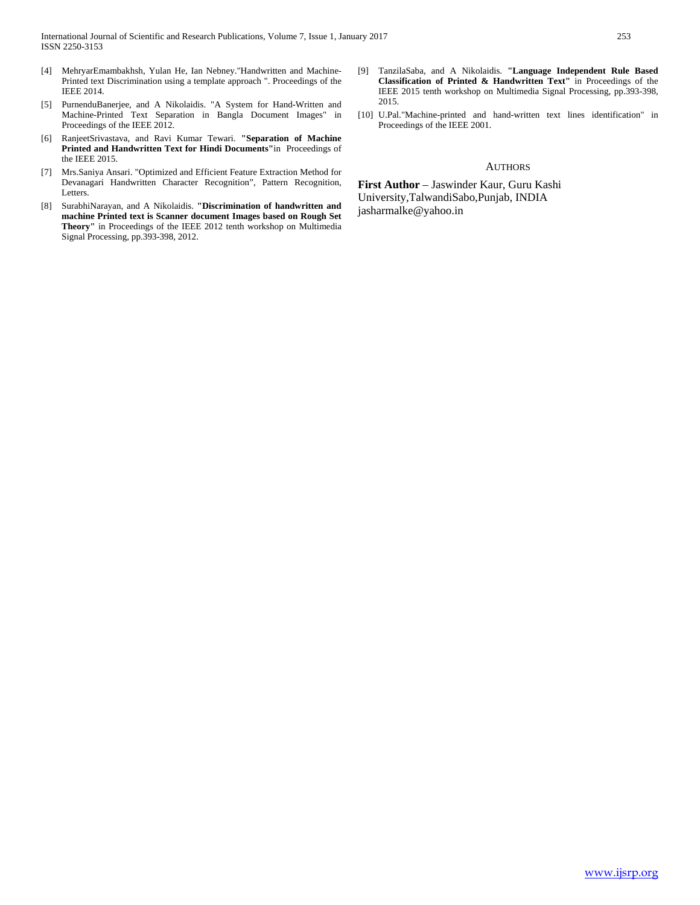[4] MehryarEmambakhsh, Yulan He, Ian Nebney."Handwritten and Machine-Printed text Discrimination using a template approach ". Proceedings of the IEEE 2014.

[5] PurnenduBanerjee, and A Nikolaidis. "A System for Hand-Written and Machine-Printed Text Separation in Bangla Document Images" in Proceedings of the IEEE 2012.

[6] RanjeetSrivastava, and Ravi Kumar Tewari. **"Separation of Machine Printed and Handwritten Text for Hindi Documents"**in Proceedings of the IEEE 2015.

[7] Mrs.Saniya Ansari. "Optimized and Efficient Feature Extraction Method for Devanagari Handwritten Character Recognition", Pattern Recognition, Letters.

[8] SurabhiNarayan, and A Nikolaidis. **"Discrimination of handwritten and machine Printed text is Scanner document Images based on Rough Set Theory"** in Proceedings of the IEEE 2012 tenth workshop on Multimedia Signal Processing, pp.393-398, 2012.

[9] TanzilaSaba, and A Nikolaidis. **"Language Independent Rule Based Classification of Printed & Handwritten Text"** in Proceedings of the IEEE 2015 tenth workshop on Multimedia Signal Processing, pp.393-398, 2015.

[10] U.Pal."Machine-printed and hand-written text lines identification" in Proceedings of the IEEE 2001.

## AUTHORS

**First Author** – Jaswinder Kaur, Guru Kashi University,TalwandiSabo,Punjab, INDIA jasharmalke@yahoo.in